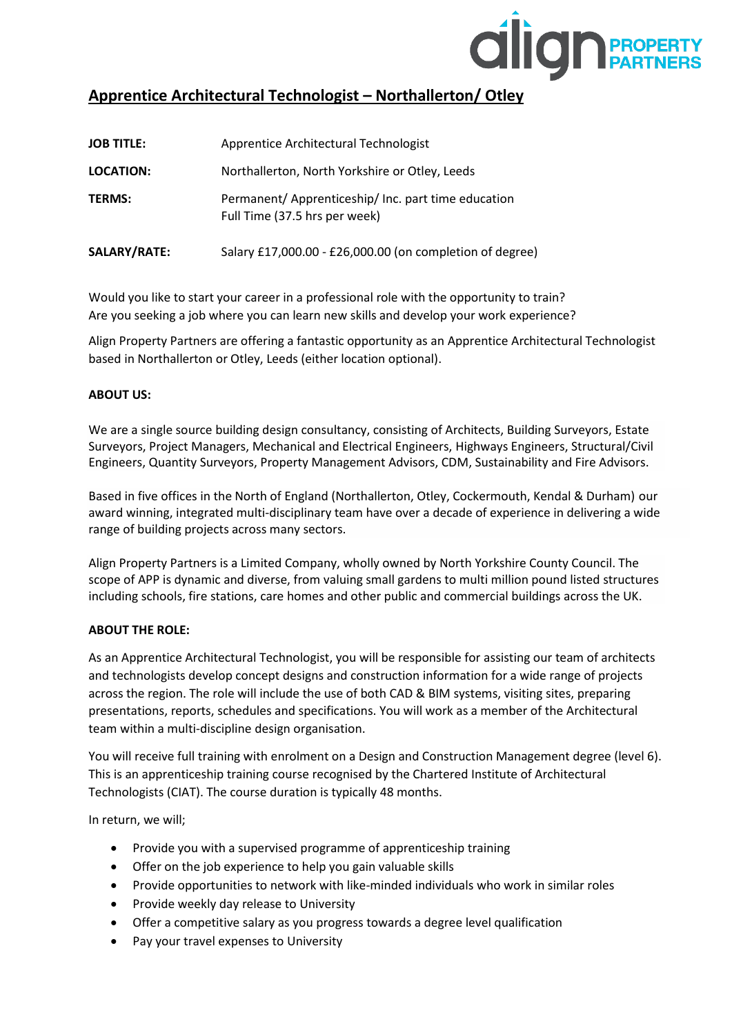## Apprentice Architectural Technologist – Northallerton/ Otley

| | |
|---|---|
| **JOB TITLE:** | Apprentice Architectural Technologist |
| **LOCATION:** | Northallerton, North Yorkshire or Otley, Leeds |
| **TERMS:** | Permanent/ Apprenticeship/ Inc. part time education Full Time (37.5 hrs per week) |
| **SALARY/RATE:** | Salary £17,000.00 - £26,000.00 (on completion of degree) |

Would you like to start your career in a professional role with the opportunity to train?
Are you seeking a job where you can learn new skills and develop your work experience?

Align Property Partners are offering a fantastic opportunity as an Apprentice Architectural Technologist based in Northallerton or Otley, Leeds (either location optional).

**ABOUT US:**

We are a single source building design consultancy, consisting of Architects, Building Surveyors, Estate Surveyors, Project Managers, Mechanical and Electrical Engineers, Highways Engineers, Structural/Civil Engineers, Quantity Surveyors, Property Management Advisors, CDM, Sustainability and Fire Advisors.

Based in five offices in the North of England (Northallerton, Otley, Cockermouth, Kendal & Durham) our award winning, integrated multi-disciplinary team have over a decade of experience in delivering a wide range of building projects across many sectors.

Align Property Partners is a Limited Company, wholly owned by North Yorkshire County Council. The scope of APP is dynamic and diverse, from valuing small gardens to multi million pound listed structures including schools, fire stations, care homes and other public and commercial buildings across the UK.

**ABOUT THE ROLE:**

As an Apprentice Architectural Technologist, you will be responsible for assisting our team of architects and technologists develop concept designs and construction information for a wide range of projects across the region. The role will include the use of both CAD & BIM systems, visiting sites, preparing presentations, reports, schedules and specifications. You will work as a member of the Architectural team within a multi-discipline design organisation.

You will receive full training with enrolment on a Design and Construction Management degree (level 6). This is an apprenticeship training course recognised by the Chartered Institute of Architectural Technologists (CIAT). The course duration is typically 48 months.

In return, we will;

- Provide you with a supervised programme of apprenticeship training
- Offer on the job experience to help you gain valuable skills
- Provide opportunities to network with like-minded individuals who work in similar roles
- Provide weekly day release to University
- Offer a competitive salary as you progress towards a degree level qualification
- Pay your travel expenses to University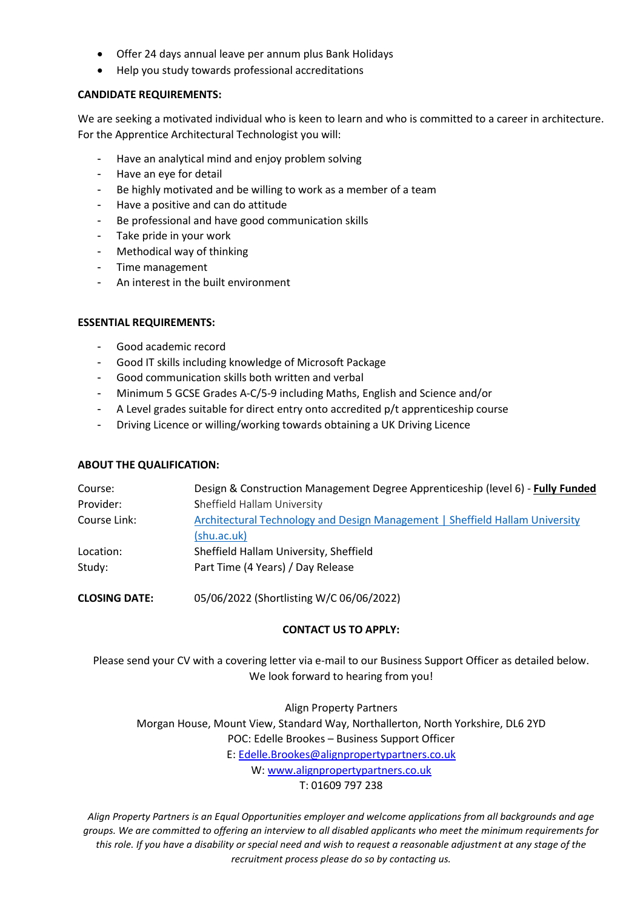- Offer 24 days annual leave per annum plus Bank Holidays
- Help you study towards professional accreditations

**CANDIDATE REQUIREMENTS:**

We are seeking a motivated individual who is keen to learn and who is committed to a career in architecture. For the Apprentice Architectural Technologist you will:

- Have an analytical mind and enjoy problem solving
- Have an eye for detail
- Be highly motivated and be willing to work as a member of a team
- Have a positive and can do attitude
- Be professional and have good communication skills
- Take pride in your work
- Methodical way of thinking
- Time management
- An interest in the built environment

**ESSENTIAL REQUIREMENTS:**

- Good academic record
- Good IT skills including knowledge of Microsoft Package
- Good communication skills both written and verbal
- Minimum 5 GCSE Grades A-C/5-9 including Maths, English and Science and/or
- A Level grades suitable for direct entry onto accredited p/t apprenticeship course
- Driving Licence or willing/working towards obtaining a UK Driving Licence

**ABOUT THE QUALIFICATION:**

| | |
|---|---|
| Course: | Design & Construction Management Degree Apprenticeship (level 6) - **Fully Funded** |
| Provider: | Sheffield Hallam University |
| Course Link: | [Architectural Technology and Design Management \| Sheffield Hallam University (shu.ac.uk)](https://www.shu.ac.uk) |
| Location: | Sheffield Hallam University, Sheffield |
| Study: | Part Time (4 Years) / Day Release |

**CLOSING DATE:** 05/06/2022 (Shortlisting W/C 06/06/2022)

**CONTACT US TO APPLY:**

Please send your CV with a covering letter via e-mail to our Business Support Officer as detailed below. We look forward to hearing from you!

Align Property Partners
Morgan House, Mount View, Standard Way, Northallerton, North Yorkshire, DL6 2YD
POC: Edelle Brookes – Business Support Officer
E: Edelle.Brookes@alignpropertypartners.co.uk
W: www.alignpropertypartners.co.uk
T: 01609 797 238

*Align Property Partners is an Equal Opportunities employer and welcome applications from all backgrounds and age groups. We are committed to offering an interview to all disabled applicants who meet the minimum requirements for this role. If you have a disability or special need and wish to request a reasonable adjustment at any stage of the recruitment process please do so by contacting us.*